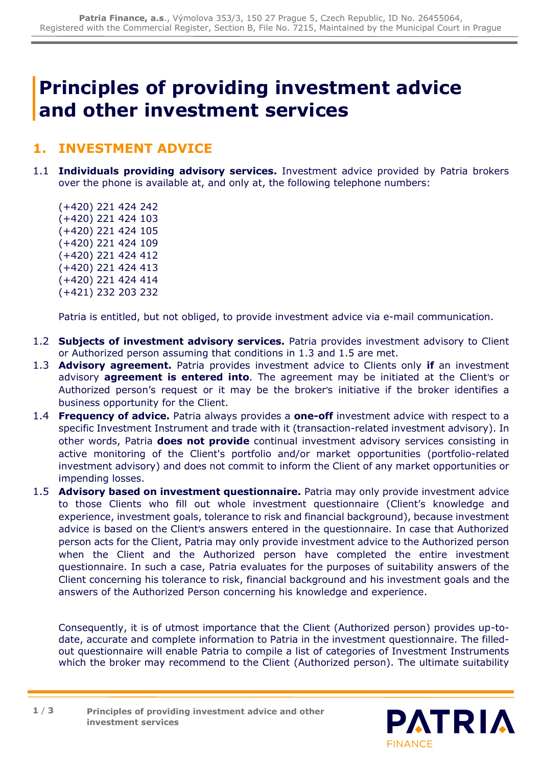# Principles of providing investment advice and other investment services

## 1. INVESTMENT ADVICE

1.1 **Individuals providing advisory services.** Investment advice provided by Patria brokers over the phone is available at, and only at, the following telephone numbers:

(+420) 221 424 242
(+420) 221 424 103
(+420) 221 424 105
(+420) 221 424 109
(+420) 221 424 412
(+420) 221 424 413
(+420) 221 424 414
(+421) 232 203 232

Patria is entitled, but not obliged, to provide investment advice via e-mail communication.

1.2 **Subjects of investment advisory services.** Patria provides investment advisory to Client or Authorized person assuming that conditions in 1.3 and 1.5 are met.

1.3 **Advisory agreement.** Patria provides investment advice to Clients only **if** an investment advisory **agreement is entered into**. The agreement may be initiated at the Client's or Authorized person's request or it may be the broker's initiative if the broker identifies a business opportunity for the Client.

1.4 **Frequency of advice.** Patria always provides a **one-off** investment advice with respect to a specific Investment Instrument and trade with it (transaction-related investment advisory). In other words, Patria **does not provide** continual investment advisory services consisting in active monitoring of the Client's portfolio and/or market opportunities (portfolio-related investment advisory) and does not commit to inform the Client of any market opportunities or impending losses.

1.5 **Advisory based on investment questionnaire.** Patria may only provide investment advice to those Clients who fill out whole investment questionnaire (Client's knowledge and experience, investment goals, tolerance to risk and financial background), because investment advice is based on the Client's answers entered in the questionnaire. In case that Authorized person acts for the Client, Patria may only provide investment advice to the Authorized person when the Client and the Authorized person have completed the entire investment questionnaire. In such a case, Patria evaluates for the purposes of suitability answers of the Client concerning his tolerance to risk, financial background and his investment goals and the answers of the Authorized Person concerning his knowledge and experience.

Consequently, it is of utmost importance that the Client (Authorized person) provides up-to-date, accurate and complete information to Patria in the investment questionnaire. The filled-out questionnaire will enable Patria to compile a list of categories of Investment Instruments which the broker may recommend to the Client (Authorized person). The ultimate suitability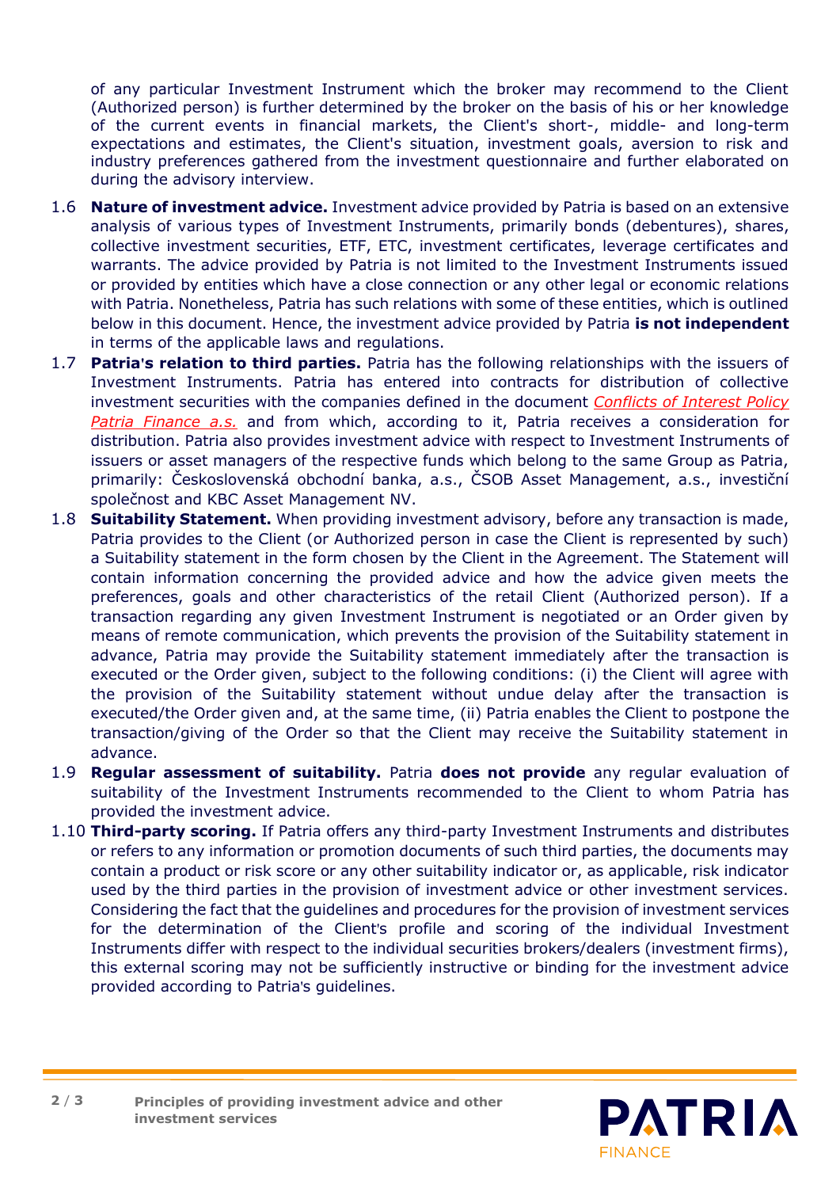of any particular Investment Instrument which the broker may recommend to the Client (Authorized person) is further determined by the broker on the basis of his or her knowledge of the current events in financial markets, the Client's short-, middle- and long-term expectations and estimates, the Client's situation, investment goals, aversion to risk and industry preferences gathered from the investment questionnaire and further elaborated on during the advisory interview.

1.6 **Nature of investment advice.** Investment advice provided by Patria is based on an extensive analysis of various types of Investment Instruments, primarily bonds (debentures), shares, collective investment securities, ETF, ETC, investment certificates, leverage certificates and warrants. The advice provided by Patria is not limited to the Investment Instruments issued or provided by entities which have a close connection or any other legal or economic relations with Patria. Nonetheless, Patria has such relations with some of these entities, which is outlined below in this document. Hence, the investment advice provided by Patria **is not independent** in terms of the applicable laws and regulations.

1.7 **Patria's relation to third parties.** Patria has the following relationships with the issuers of Investment Instruments. Patria has entered into contracts for distribution of collective investment securities with the companies defined in the document *Conflicts of Interest Policy Patria Finance a.s.* and from which, according to it, Patria receives a consideration for distribution. Patria also provides investment advice with respect to Investment Instruments of issuers or asset managers of the respective funds which belong to the same Group as Patria, primarily: Československá obchodní banka, a.s., ČSOB Asset Management, a.s., investiční společnost and KBC Asset Management NV.

1.8 **Suitability Statement.** When providing investment advisory, before any transaction is made, Patria provides to the Client (or Authorized person in case the Client is represented by such) a Suitability statement in the form chosen by the Client in the Agreement. The Statement will contain information concerning the provided advice and how the advice given meets the preferences, goals and other characteristics of the retail Client (Authorized person). If a transaction regarding any given Investment Instrument is negotiated or an Order given by means of remote communication, which prevents the provision of the Suitability statement in advance, Patria may provide the Suitability statement immediately after the transaction is executed or the Order given, subject to the following conditions: (i) the Client will agree with the provision of the Suitability statement without undue delay after the transaction is executed/the Order given and, at the same time, (ii) Patria enables the Client to postpone the transaction/giving of the Order so that the Client may receive the Suitability statement in advance.

1.9 **Regular assessment of suitability.** Patria **does not provide** any regular evaluation of suitability of the Investment Instruments recommended to the Client to whom Patria has provided the investment advice.

1.10 **Third-party scoring.** If Patria offers any third-party Investment Instruments and distributes or refers to any information or promotion documents of such third parties, the documents may contain a product or risk score or any other suitability indicator or, as applicable, risk indicator used by the third parties in the provision of investment advice or other investment services. Considering the fact that the guidelines and procedures for the provision of investment services for the determination of the Client's profile and scoring of the individual Investment Instruments differ with respect to the individual securities brokers/dealers (investment firms), this external scoring may not be sufficiently instructive or binding for the investment advice provided according to Patria's guidelines.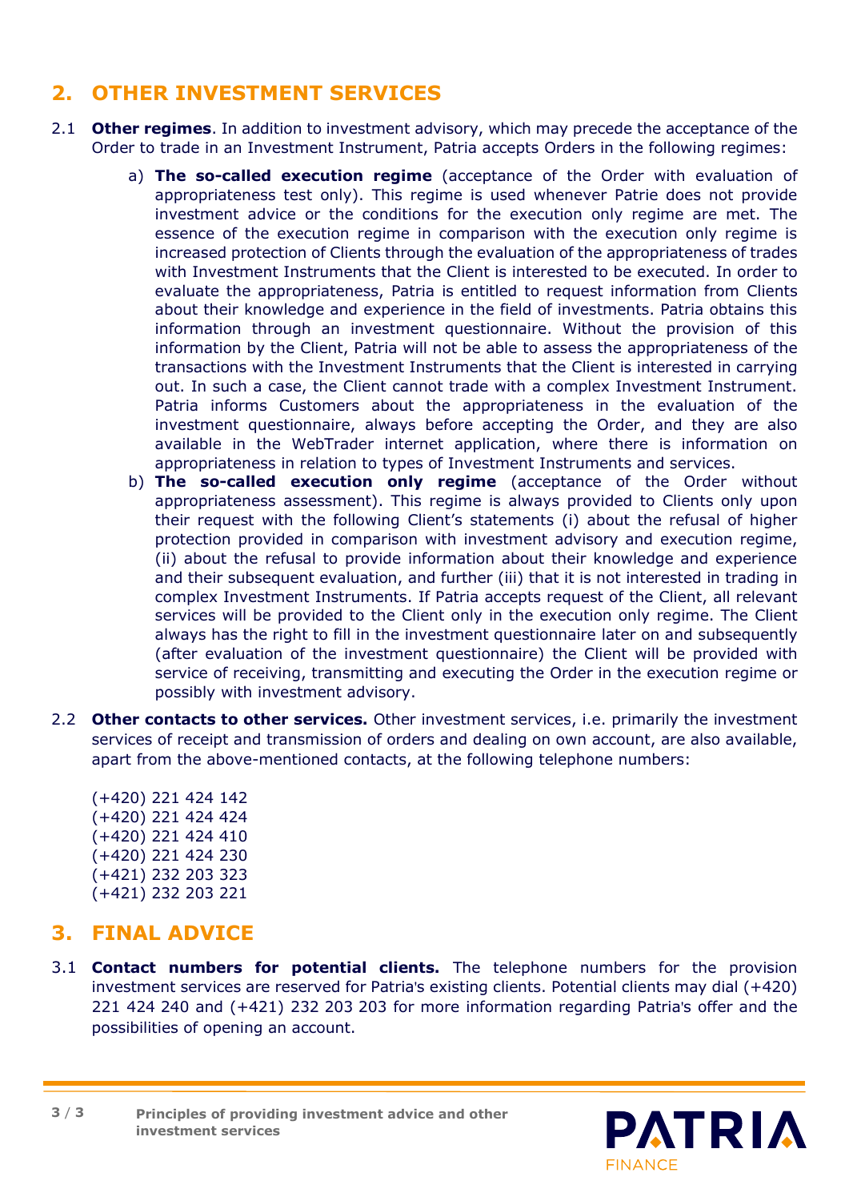## 2. OTHER INVESTMENT SERVICES

2.1 **Other regimes**. In addition to investment advisory, which may precede the acceptance of the Order to trade in an Investment Instrument, Patria accepts Orders in the following regimes:

a) **The so-called execution regime** (acceptance of the Order with evaluation of appropriateness test only). This regime is used whenever Patrie does not provide investment advice or the conditions for the execution only regime are met. The essence of the execution regime in comparison with the execution only regime is increased protection of Clients through the evaluation of the appropriateness of trades with Investment Instruments that the Client is interested to be executed. In order to evaluate the appropriateness, Patria is entitled to request information from Clients about their knowledge and experience in the field of investments. Patria obtains this information through an investment questionnaire. Without the provision of this information by the Client, Patria will not be able to assess the appropriateness of the transactions with the Investment Instruments that the Client is interested in carrying out. In such a case, the Client cannot trade with a complex Investment Instrument. Patria informs Customers about the appropriateness in the evaluation of the investment questionnaire, always before accepting the Order, and they are also available in the WebTrader internet application, where there is information on appropriateness in relation to types of Investment Instruments and services.

b) **The so-called execution only regime** (acceptance of the Order without appropriateness assessment). This regime is always provided to Clients only upon their request with the following Client's statements (i) about the refusal of higher protection provided in comparison with investment advisory and execution regime, (ii) about the refusal to provide information about their knowledge and experience and their subsequent evaluation, and further (iii) that it is not interested in trading in complex Investment Instruments. If Patria accepts request of the Client, all relevant services will be provided to the Client only in the execution only regime. The Client always has the right to fill in the investment questionnaire later on and subsequently (after evaluation of the investment questionnaire) the Client will be provided with service of receiving, transmitting and executing the Order in the execution regime or possibly with investment advisory.

2.2 **Other contacts to other services.** Other investment services, i.e. primarily the investment services of receipt and transmission of orders and dealing on own account, are also available, apart from the above-mentioned contacts, at the following telephone numbers:

(+420) 221 424 142
(+420) 221 424 424
(+420) 221 424 410
(+420) 221 424 230
(+421) 232 203 323
(+421) 232 203 221

## 3. FINAL ADVICE

3.1 **Contact numbers for potential clients.** The telephone numbers for the provision investment services are reserved for Patria's existing clients. Potential clients may dial (+420) 221 424 240 and (+421) 232 203 203 for more information regarding Patria's offer and the possibilities of opening an account.